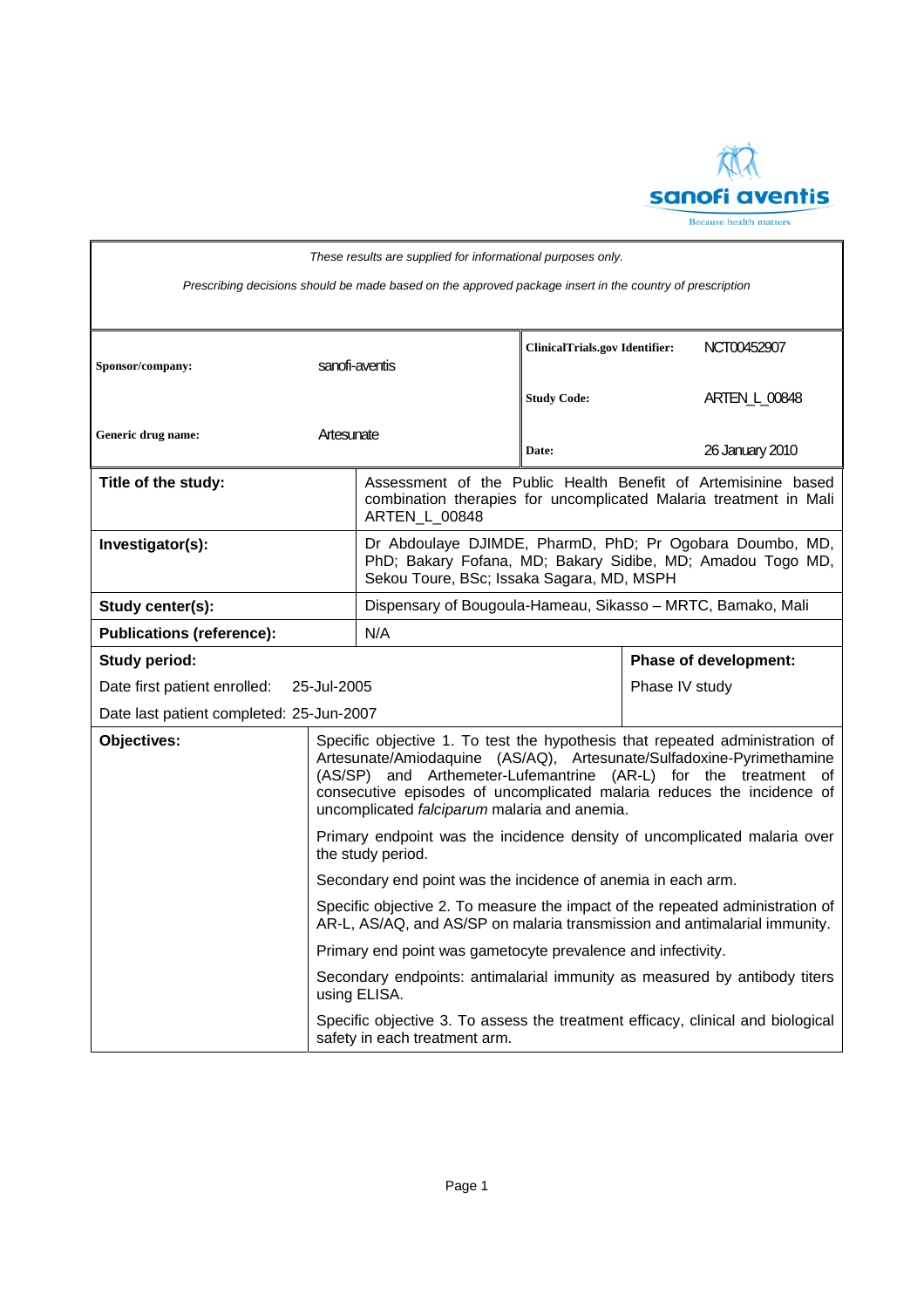*These results are supplied for informational purposes only.*

*Prescribing decisions should be made based on the approved package insert in the country of prescription*

| | | | |
|---|---|---|---|
| **Sponsor/company:** | sanofi-aventis | **ClinicalTrials.gov Identifier:** | NCT00452907 |
| | | **Study Code:** | ARTEN_L_00848 |
| **Generic drug name:** | Artesunate | **Date:** | 26 January 2010 |

| | |
|---|---|
| **Title of the study:** | Assessment of the Public Health Benefit of Artemisinine based combination therapies for uncomplicated Malaria treatment in Mali ARTEN_L_00848 |
| **Investigator(s):** | Dr Abdoulaye DJIMDE, PharmD, PhD; Pr Ogobara Doumbo, MD, PhD; Bakary Fofana, MD; Bakary Sidibe, MD; Amadou Togo MD, Sekou Toure, BSc; Issaka Sagara, MD, MSPH |
| **Study center(s):** | Dispensary of Bougoula-Hameau, Sikasso – MRTC, Bamako, Mali |
| **Publications (reference):** | N/A |

| | |
|---|---|
| **Study period:** | **Phase of development:** |
| Date first patient enrolled: 25-Jul-2005 | Phase IV study |
| Date last patient completed: 25-Jun-2007 | |

**Objectives:**

Specific objective 1. To test the hypothesis that repeated administration of Artesunate/Amiodaquine (AS/AQ), Artesunate/Sulfadoxine-Pyrimethamine (AS/SP) and Arthemeter-Lufemantrine (AR-L) for the treatment of consecutive episodes of uncomplicated malaria reduces the incidence of uncomplicated *falciparum* malaria and anemia.

Primary endpoint was the incidence density of uncomplicated malaria over the study period.

Secondary end point was the incidence of anemia in each arm.

Specific objective 2. To measure the impact of the repeated administration of AR-L, AS/AQ, and AS/SP on malaria transmission and antimalarial immunity.

Primary end point was gametocyte prevalence and infectivity.

Secondary endpoints: antimalarial immunity as measured by antibody titers using ELISA.

Specific objective 3. To assess the treatment efficacy, clinical and biological safety in each treatment arm.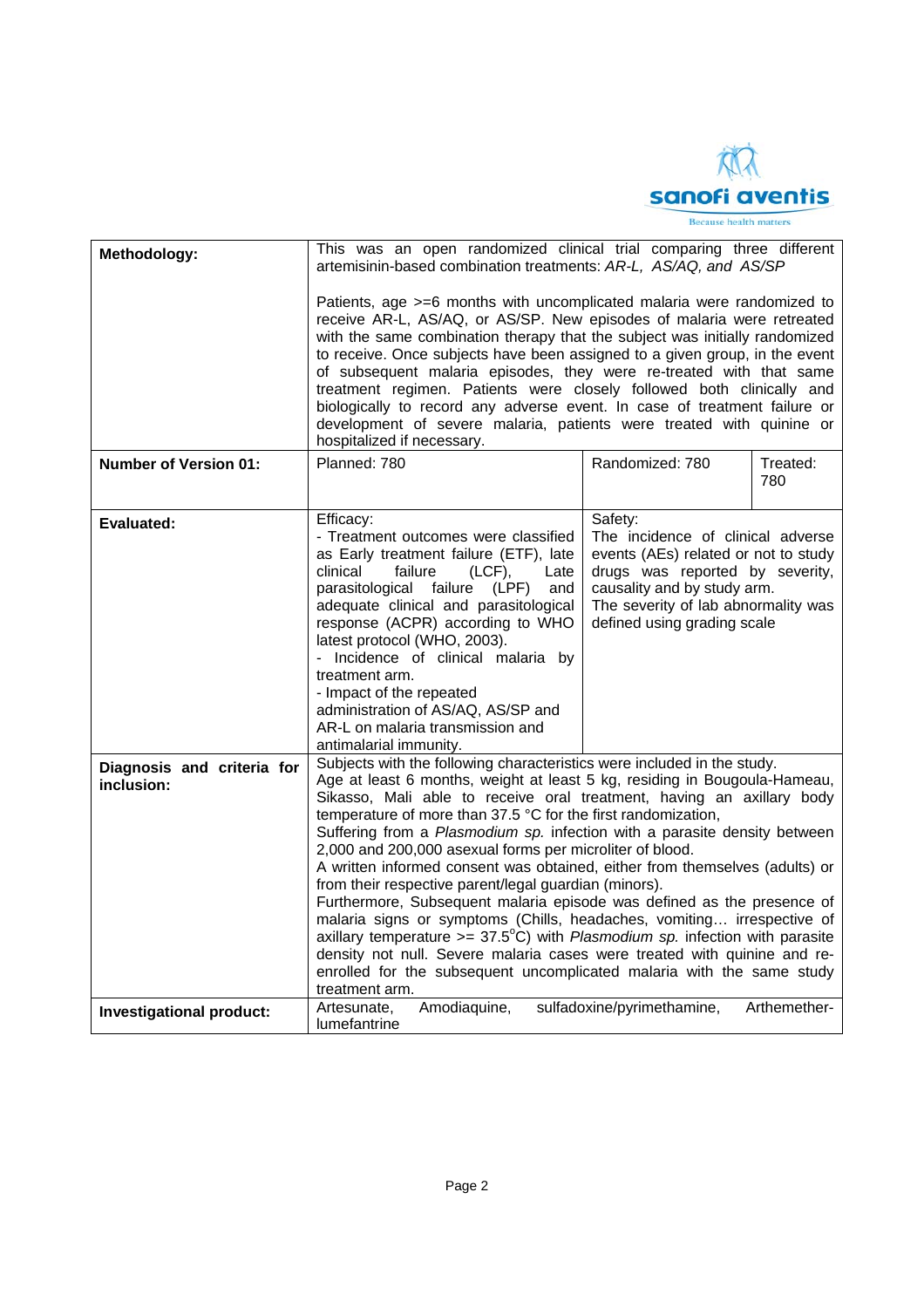| | | | |
|---|---|---|---|
| **Methodology:** | This was an open randomized clinical trial comparing three different artemisinin-based combination treatments: *AR-L, AS/AQ, and AS/SP*<br><br>Patients, age >=6 months with uncomplicated malaria were randomized to receive AR-L, AS/AQ, or AS/SP. New episodes of malaria were retreated with the same combination therapy that the subject was initially randomized to receive. Once subjects have been assigned to a given group, in the event of subsequent malaria episodes, they were re-treated with that same treatment regimen. Patients were closely followed both clinically and biologically to record any adverse event. In case of treatment failure or development of severe malaria, patients were treated with quinine or hospitalized if necessary. | | |
| **Number of Version 01:** | Planned: 780 | Randomized: 780 | Treated: 780 |
| **Evaluated:** | Efficacy:<br>- Treatment outcomes were classified as Early treatment failure (ETF), late clinical failure (LCF), Late parasitological failure (LPF) and adequate clinical and parasitological response (ACPR) according to WHO latest protocol (WHO, 2003).<br>- Incidence of clinical malaria by treatment arm.<br>- Impact of the repeated administration of AS/AQ, AS/SP and AR-L on malaria transmission and antimalarial immunity. | Safety:<br>The incidence of clinical adverse events (AEs) related or not to study drugs was reported by severity, causality and by study arm.<br>The severity of lab abnormality was defined using grading scale | |
| **Diagnosis and criteria for inclusion:** | Subjects with the following characteristics were included in the study.<br>Age at least 6 months, weight at least 5 kg, residing in Bougoula-Hameau, Sikasso, Mali able to receive oral treatment, having an axillary body temperature of more than 37.5 °C for the first randomization,<br>Suffering from a *Plasmodium sp.* infection with a parasite density between 2,000 and 200,000 asexual forms per microliter of blood.<br>A written informed consent was obtained, either from themselves (adults) or from their respective parent/legal guardian (minors).<br>Furthermore, Subsequent malaria episode was defined as the presence of malaria signs or symptoms (Chills, headaches, vomiting… irrespective of axillary temperature >= 37.5°C) with *Plasmodium sp.* infection with parasite density not null. Severe malaria cases were treated with quinine and re-enrolled for the subsequent uncomplicated malaria with the same study treatment arm. | | |
| **Investigational product:** | Artesunate, Amodiaquine, sulfadoxine/pyrimethamine, Arthemether-lumefantrine | | |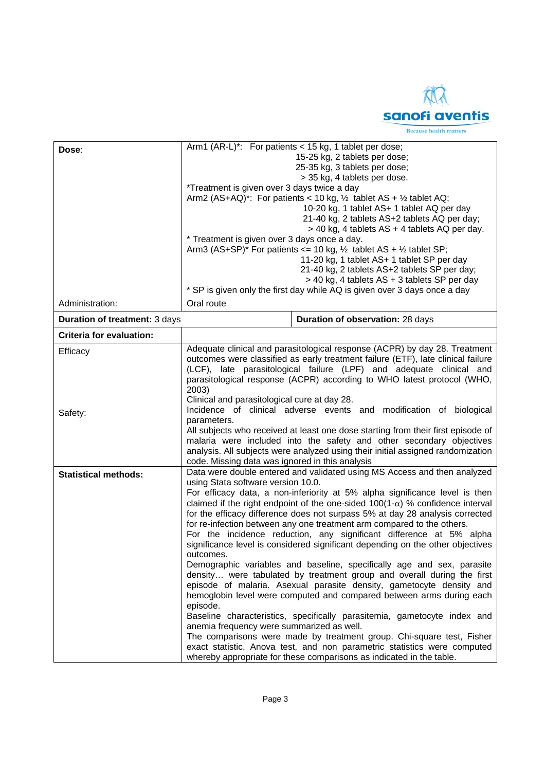| | |
|---|---|
| **Dose**: | Arm1 (AR-L)*: For patients < 15 kg, 1 tablet per dose;<br>15-25 kg, 2 tablets per dose;<br>25-35 kg, 3 tablets per dose;<br>> 35 kg, 4 tablets per dose.<br>*Treatment is given over 3 days twice a day<br>Arm2 (AS+AQ)*: For patients < 10 kg, ½ tablet AS + ½ tablet AQ;<br>10-20 kg, 1 tablet AS+ 1 tablet AQ per day<br>21-40 kg, 2 tablets AS+2 tablets AQ per day;<br>> 40 kg, 4 tablets AS + 4 tablets AQ per day.<br>* Treatment is given over 3 days once a day.<br>Arm3 (AS+SP)* For patients <= 10 kg, ½ tablet AS + ½ tablet SP;<br>11-20 kg, 1 tablet AS+ 1 tablet SP per day<br>21-40 kg, 2 tablets AS+2 tablets SP per day;<br>> 40 kg, 4 tablets AS + 3 tablets SP per day<br>* SP is given only the first day while AQ is given over 3 days once a day |
| Administration: | Oral route |
| **Duration of treatment:** 3 days | **Duration of observation:** 28 days |
| **Criteria for evaluation:** | |
| Efficacy | Adequate clinical and parasitological response (ACPR) by day 28. Treatment outcomes were classified as early treatment failure (ETF), late clinical failure (LCF), late parasitological failure (LPF) and adequate clinical and parasitological response (ACPR) according to WHO latest protocol (WHO, 2003)<br>Clinical and parasitological cure at day 28. |
| Safety: | Incidence of clinical adverse events and modification of biological parameters.<br>All subjects who received at least one dose starting from their first episode of malaria were included into the safety and other secondary objectives analysis. All subjects were analyzed using their initial assigned randomization code. Missing data was ignored in this analysis |
| **Statistical methods:** | Data were double entered and validated using MS Access and then analyzed using Stata software version 10.0.<br>For efficacy data, a non-inferiority at 5% alpha significance level is then claimed if the right endpoint of the one-sided $100(1-\alpha)$ % confidence interval for the efficacy difference does not surpass 5% at day 28 analysis corrected for re-infection between any one treatment arm compared to the others.<br>For the incidence reduction, any significant difference at 5% alpha significance level is considered significant depending on the other objectives outcomes.<br>Demographic variables and baseline, specifically age and sex, parasite density… were tabulated by treatment group and overall during the first episode of malaria. Asexual parasite density, gametocyte density and hemoglobin level were computed and compared between arms during each episode.<br>Baseline characteristics, specifically parasitemia, gametocyte index and anemia frequency were summarized as well.<br>The comparisons were made by treatment group. Chi-square test, Fisher exact statistic, Anova test, and non parametric statistics were computed whereby appropriate for these comparisons as indicated in the table. |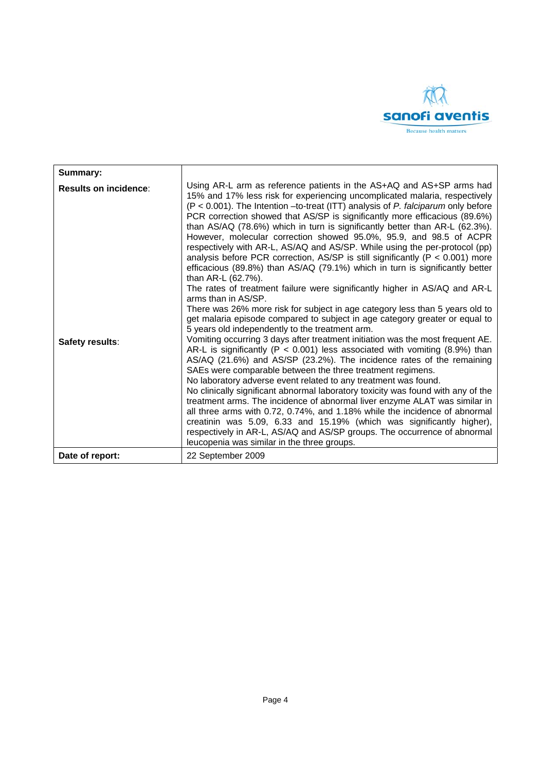| Summary: | |
|---|---|
| **Results on incidence**: | Using AR-L arm as reference patients in the AS+AQ and AS+SP arms had 15% and 17% less risk for experiencing uncomplicated malaria, respectively ($P < 0.001$). The Intention –to-treat (ITT) analysis of *P. falciparum* only before PCR correction showed that AS/SP is significantly more efficacious (89.6%) than AS/AQ (78.6%) which in turn is significantly better than AR-L (62.3%). However, molecular correction showed 95.0%, 95.9, and 98.5 of ACPR respectively with AR-L, AS/AQ and AS/SP. While using the per-protocol (pp) analysis before PCR correction, AS/SP is still significantly ($P < 0.001$) more efficacious (89.8%) than AS/AQ (79.1%) which in turn is significantly better than AR-L (62.7%).<br>The rates of treatment failure were significantly higher in AS/AQ and AR-L arms than in AS/SP.<br>There was 26% more risk for subject in age category less than 5 years old to get malaria episode compared to subject in age category greater or equal to 5 years old independently to the treatment arm. |
| **Safety results**: | Vomiting occurring 3 days after treatment initiation was the most frequent AE. AR-L is significantly ($P < 0.001$) less associated with vomiting (8.9%) than AS/AQ (21.6%) and AS/SP (23.2%). The incidence rates of the remaining SAEs were comparable between the three treatment regimens.<br>No laboratory adverse event related to any treatment was found.<br>No clinically significant abnormal laboratory toxicity was found with any of the treatment arms. The incidence of abnormal liver enzyme ALAT was similar in all three arms with 0.72, 0.74%, and 1.18% while the incidence of abnormal creatinin was 5.09, 6.33 and 15.19% (which was significantly higher), respectively in AR-L, AS/AQ and AS/SP groups. The occurrence of abnormal leucopenia was similar in the three groups. |
| **Date of report:** | 22 September 2009 |